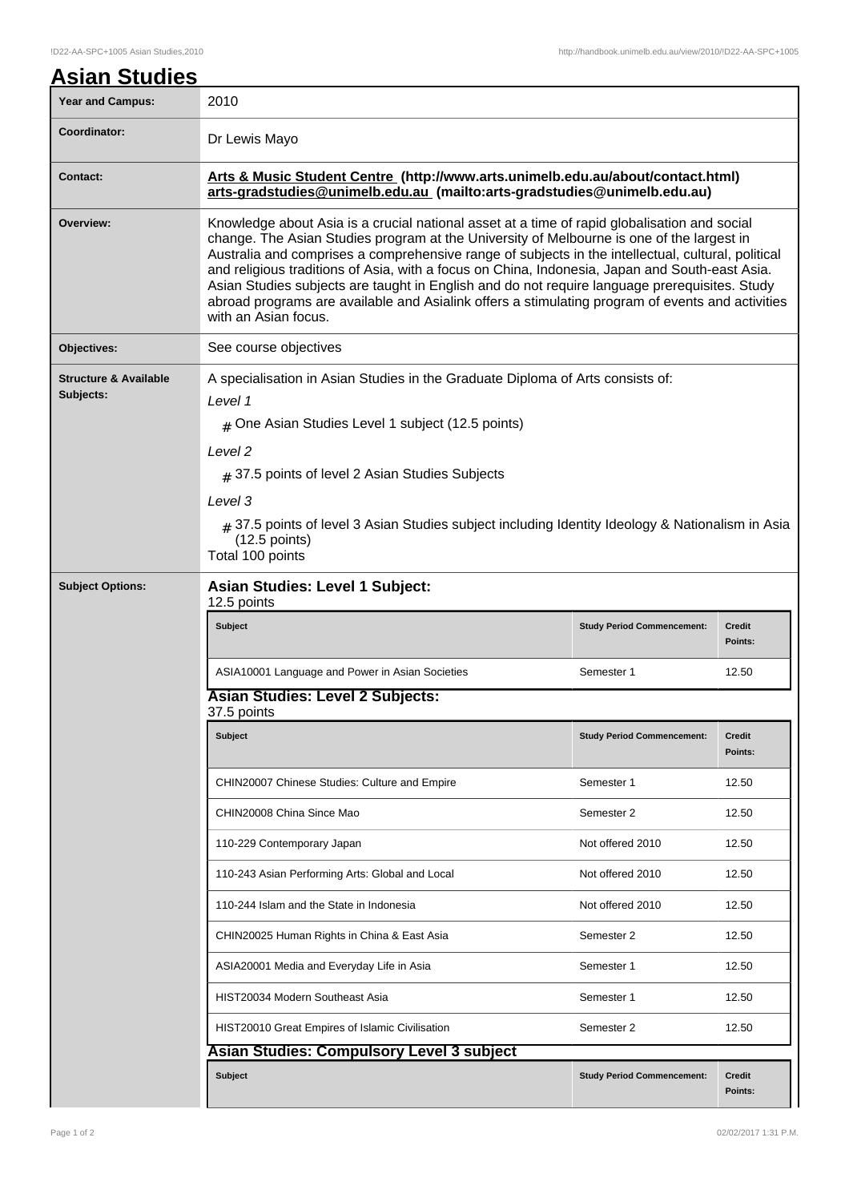# Asian Studies

| | |
|---|---|
| **Year and Campus:** | 2010 |
| **Coordinator:** | Dr Lewis Mayo |
| **Contact:** | **Arts & Music Student Centre (http://www.arts.unimelb.edu.au/about/contact.html) arts-gradstudies@unimelb.edu.au (mailto:arts-gradstudies@unimelb.edu.au)** |
| **Overview:** | Knowledge about Asia is a crucial national asset at a time of rapid globalisation and social change. The Asian Studies program at the University of Melbourne is one of the largest in Australia and comprises a comprehensive range of subjects in the intellectual, cultural, political and religious traditions of Asia, with a focus on China, Indonesia, Japan and South-east Asia. Asian Studies subjects are taught in English and do not require language prerequisites. Study abroad programs are available and Asialink offers a stimulating program of events and activities with an Asian focus. |
| **Objectives:** | See course objectives |

**Structure & Available Subjects:**

A specialisation in Asian Studies in the Graduate Diploma of Arts consists of:

*Level 1*

- One Asian Studies Level 1 subject (12.5 points)

*Level 2*

- 37.5 points of level 2 Asian Studies Subjects

*Level 3*

- 37.5 points of level 3 Asian Studies subject including Identity Ideology & Nationalism in Asia (12.5 points)

Total 100 points

**Subject Options:**

### Asian Studies: Level 1 Subject:

12.5 points

| Subject | Study Period Commencement: | Credit Points: |
|---|---|---|
| ASIA10001 Language and Power in Asian Societies | Semester 1 | 12.50 |

### Asian Studies: Level 2 Subjects:

37.5 points

| Subject | Study Period Commencement: | Credit Points: |
|---|---|---|
| CHIN20007 Chinese Studies: Culture and Empire | Semester 1 | 12.50 |
| CHIN20008 China Since Mao | Semester 2 | 12.50 |
| 110-229 Contemporary Japan | Not offered 2010 | 12.50 |
| 110-243 Asian Performing Arts: Global and Local | Not offered 2010 | 12.50 |
| 110-244 Islam and the State in Indonesia | Not offered 2010 | 12.50 |
| CHIN20025 Human Rights in China & East Asia | Semester 2 | 12.50 |
| ASIA20001 Media and Everyday Life in Asia | Semester 1 | 12.50 |
| HIST20034 Modern Southeast Asia | Semester 1 | 12.50 |
| HIST20010 Great Empires of Islamic Civilisation | Semester 2 | 12.50 |

### Asian Studies: Compulsory Level 3 subject

| Subject | Study Period Commencement: | Credit Points: |
|---|---|---|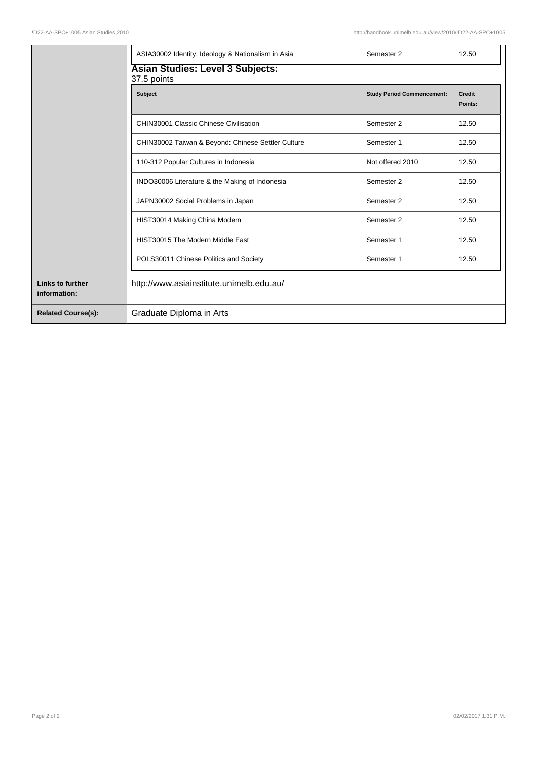| | | |
|---|---|---|
| ASIA30002 Identity, Ideology & Nationalism in Asia | Semester 2 | 12.50 |

### Asian Studies: Level 3 Subjects:

37.5 points

| Subject | Study Period Commencement: | Credit Points: |
|---|---|---|
| CHIN30001 Classic Chinese Civilisation | Semester 2 | 12.50 |
| CHIN30002 Taiwan & Beyond: Chinese Settler Culture | Semester 1 | 12.50 |
| 110-312 Popular Cultures in Indonesia | Not offered 2010 | 12.50 |
| INDO30006 Literature & the Making of Indonesia | Semester 2 | 12.50 |
| JAPN30002 Social Problems in Japan | Semester 2 | 12.50 |
| HIST30014 Making China Modern | Semester 2 | 12.50 |
| HIST30015 The Modern Middle East | Semester 1 | 12.50 |
| POLS30011 Chinese Politics and Society | Semester 1 | 12.50 |

| | |
|---|---|
| **Links to further information:** | http://www.asiainstitute.unimelb.edu.au/ |
| **Related Course(s):** | Graduate Diploma in Arts |